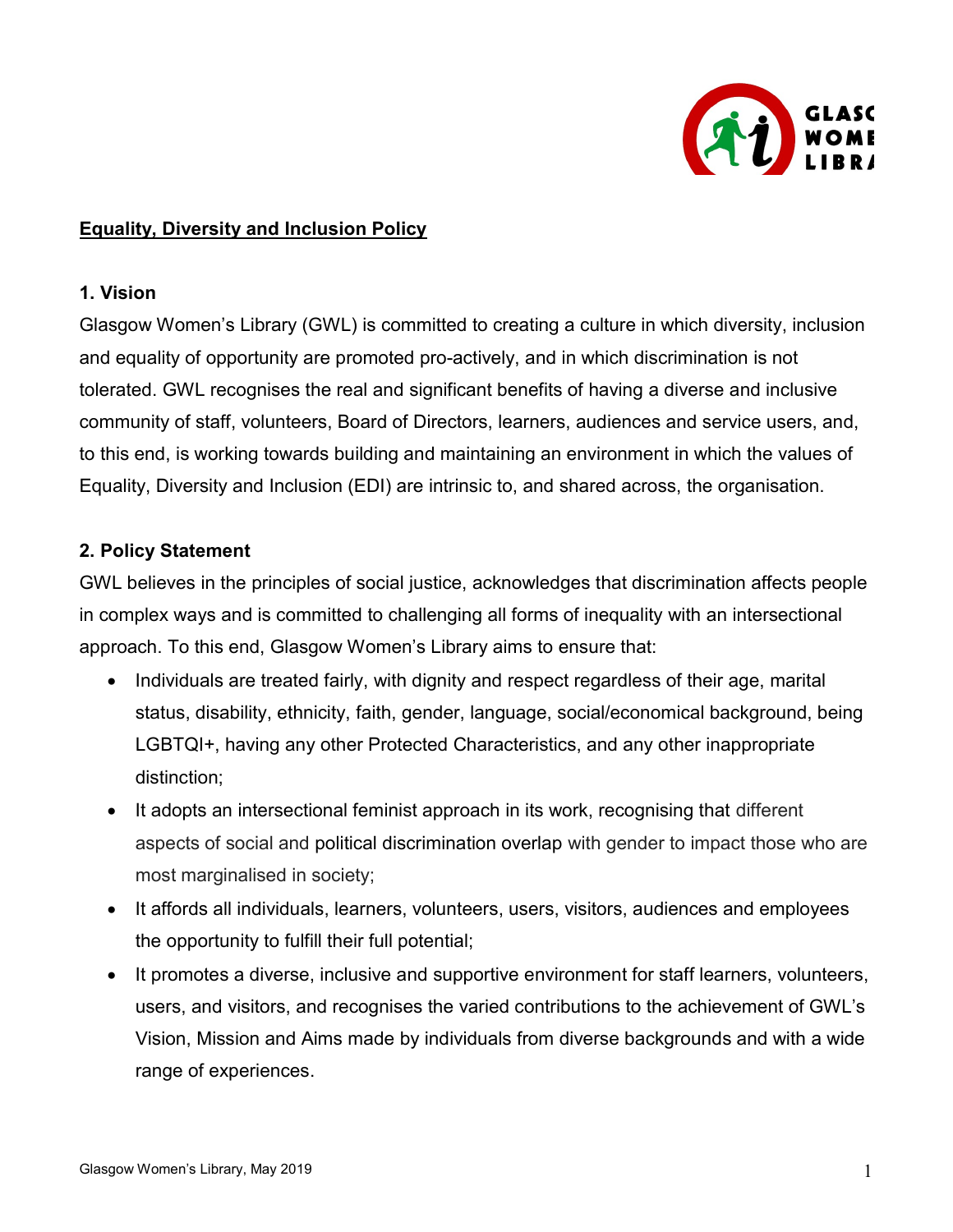## Equality, Diversity and Inclusion Policy

### 1. Vision

Glasgow Women's Library (GWL) is committed to creating a culture in which diversity, inclusion and equality of opportunity are promoted pro-actively, and in which discrimination is not tolerated. GWL recognises the real and significant benefits of having a diverse and inclusive community of staff, volunteers, Board of Directors, learners, audiences and service users, and, to this end, is working towards building and maintaining an environment in which the values of Equality, Diversity and Inclusion (EDI) are intrinsic to, and shared across, the organisation.

### 2. Policy Statement

GWL believes in the principles of social justice, acknowledges that discrimination affects people in complex ways and is committed to challenging all forms of inequality with an intersectional approach. To this end, Glasgow Women's Library aims to ensure that:

- Individuals are treated fairly, with dignity and respect regardless of their age, marital status, disability, ethnicity, faith, gender, language, social/economical background, being LGBTQI+, having any other Protected Characteristics, and any other inappropriate distinction;
- It adopts an intersectional feminist approach in its work, recognising that different aspects of social and political discrimination overlap with gender to impact those who are most marginalised in society;
- It affords all individuals, learners, volunteers, users, visitors, audiences and employees the opportunity to fulfill their full potential;
- It promotes a diverse, inclusive and supportive environment for staff learners, volunteers, users, and visitors, and recognises the varied contributions to the achievement of GWL's Vision, Mission and Aims made by individuals from diverse backgrounds and with a wide range of experiences.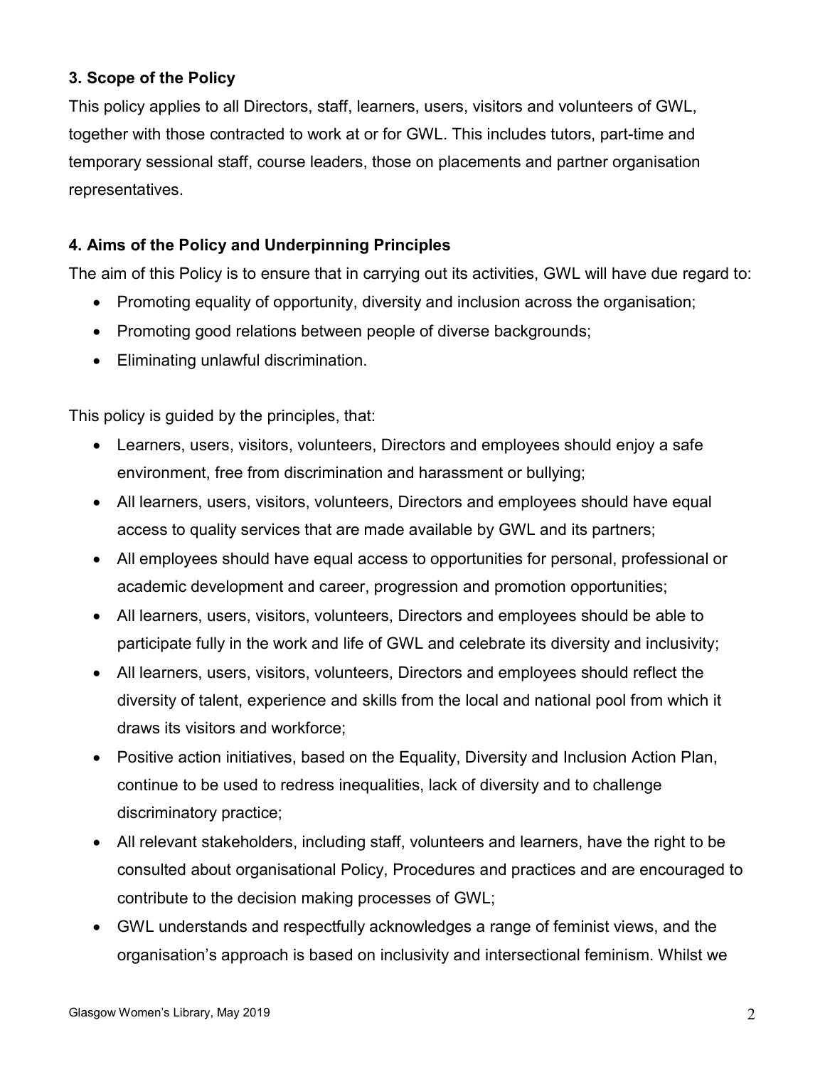### 3. Scope of the Policy

This policy applies to all Directors, staff, learners, users, visitors and volunteers of GWL, together with those contracted to work at or for GWL. This includes tutors, part-time and temporary sessional staff, course leaders, those on placements and partner organisation representatives.

### 4. Aims of the Policy and Underpinning Principles

The aim of this Policy is to ensure that in carrying out its activities, GWL will have due regard to:

- Promoting equality of opportunity, diversity and inclusion across the organisation;
- Promoting good relations between people of diverse backgrounds;
- Eliminating unlawful discrimination.

This policy is guided by the principles, that:

- Learners, users, visitors, volunteers, Directors and employees should enjoy a safe environment, free from discrimination and harassment or bullying;
- All learners, users, visitors, volunteers, Directors and employees should have equal access to quality services that are made available by GWL and its partners;
- All employees should have equal access to opportunities for personal, professional or academic development and career, progression and promotion opportunities;
- All learners, users, visitors, volunteers, Directors and employees should be able to participate fully in the work and life of GWL and celebrate its diversity and inclusivity;
- All learners, users, visitors, volunteers, Directors and employees should reflect the diversity of talent, experience and skills from the local and national pool from which it draws its visitors and workforce;
- Positive action initiatives, based on the Equality, Diversity and Inclusion Action Plan, continue to be used to redress inequalities, lack of diversity and to challenge discriminatory practice;
- All relevant stakeholders, including staff, volunteers and learners, have the right to be consulted about organisational Policy, Procedures and practices and are encouraged to contribute to the decision making processes of GWL;
- GWL understands and respectfully acknowledges a range of feminist views, and the organisation's approach is based on inclusivity and intersectional feminism. Whilst we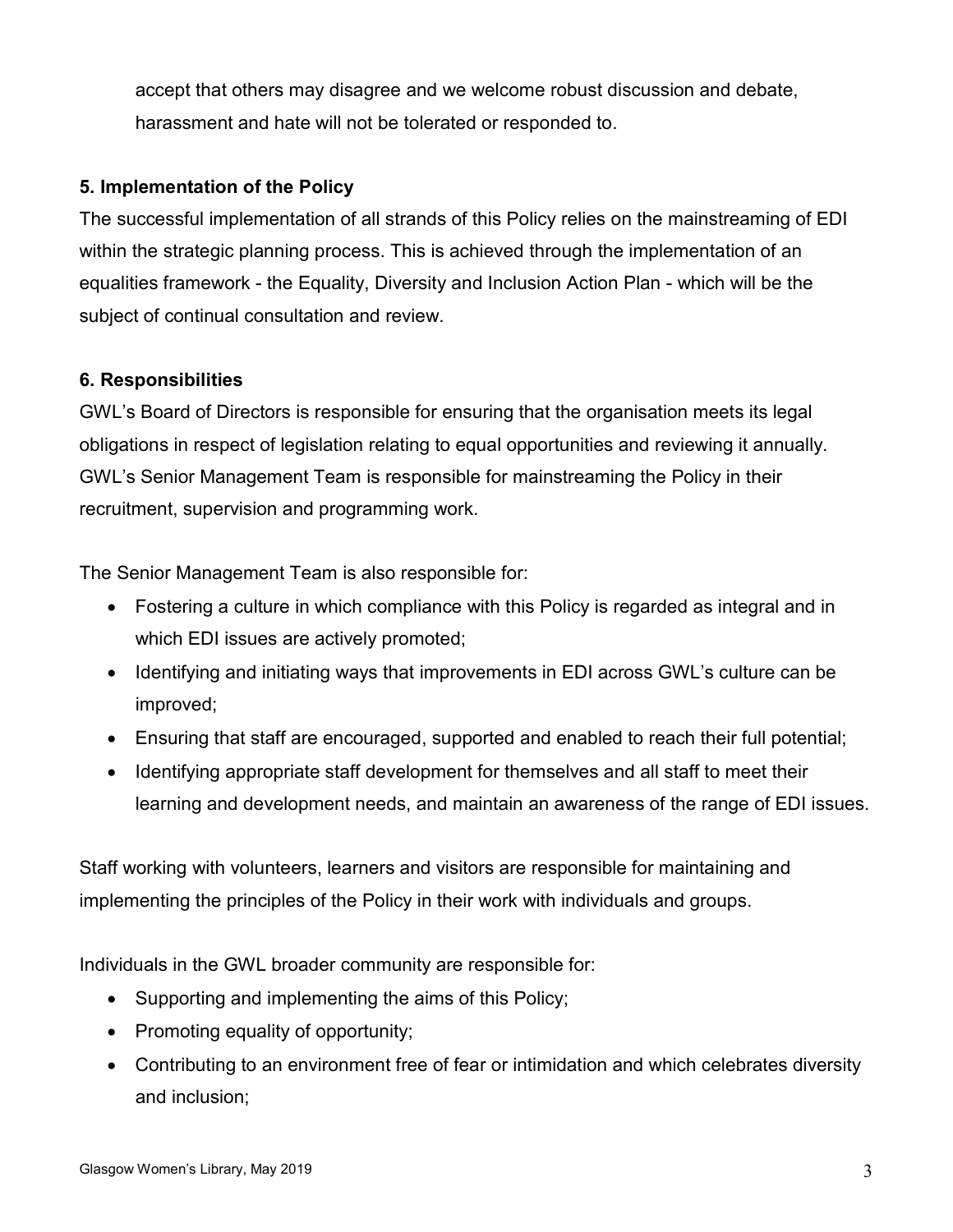accept that others may disagree and we welcome robust discussion and debate, harassment and hate will not be tolerated or responded to.

**5. Implementation of the Policy**

The successful implementation of all strands of this Policy relies on the mainstreaming of EDI within the strategic planning process. This is achieved through the implementation of an equalities framework - the Equality, Diversity and Inclusion Action Plan - which will be the subject of continual consultation and review.

**6. Responsibilities**

GWL's Board of Directors is responsible for ensuring that the organisation meets its legal obligations in respect of legislation relating to equal opportunities and reviewing it annually. GWL's Senior Management Team is responsible for mainstreaming the Policy in their recruitment, supervision and programming work.

The Senior Management Team is also responsible for:

- Fostering a culture in which compliance with this Policy is regarded as integral and in which EDI issues are actively promoted;
- Identifying and initiating ways that improvements in EDI across GWL's culture can be improved;
- Ensuring that staff are encouraged, supported and enabled to reach their full potential;
- Identifying appropriate staff development for themselves and all staff to meet their learning and development needs, and maintain an awareness of the range of EDI issues.

Staff working with volunteers, learners and visitors are responsible for maintaining and implementing the principles of the Policy in their work with individuals and groups.

Individuals in the GWL broader community are responsible for:

- Supporting and implementing the aims of this Policy;
- Promoting equality of opportunity;
- Contributing to an environment free of fear or intimidation and which celebrates diversity and inclusion;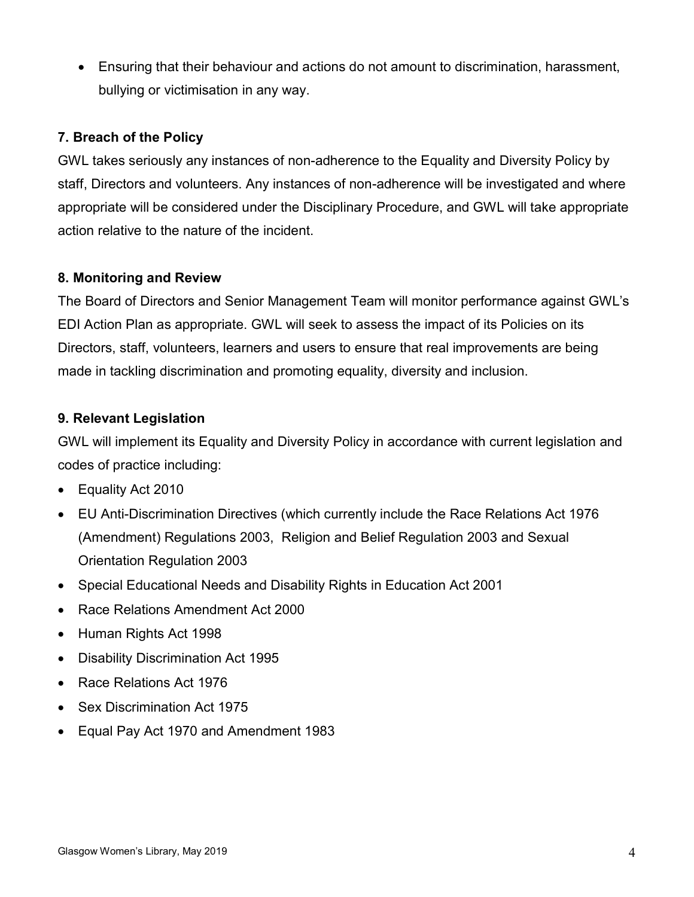- Ensuring that their behaviour and actions do not amount to discrimination, harassment, bullying or victimisation in any way.

### 7. Breach of the Policy

GWL takes seriously any instances of non-adherence to the Equality and Diversity Policy by staff, Directors and volunteers. Any instances of non-adherence will be investigated and where appropriate will be considered under the Disciplinary Procedure, and GWL will take appropriate action relative to the nature of the incident.

### 8. Monitoring and Review

The Board of Directors and Senior Management Team will monitor performance against GWL's EDI Action Plan as appropriate. GWL will seek to assess the impact of its Policies on its Directors, staff, volunteers, learners and users to ensure that real improvements are being made in tackling discrimination and promoting equality, diversity and inclusion.

### 9. Relevant Legislation

GWL will implement its Equality and Diversity Policy in accordance with current legislation and codes of practice including:

- Equality Act 2010
- EU Anti-Discrimination Directives (which currently include the Race Relations Act 1976 (Amendment) Regulations 2003, Religion and Belief Regulation 2003 and Sexual Orientation Regulation 2003
- Special Educational Needs and Disability Rights in Education Act 2001
- Race Relations Amendment Act 2000
- Human Rights Act 1998
- Disability Discrimination Act 1995
- Race Relations Act 1976
- Sex Discrimination Act 1975
- Equal Pay Act 1970 and Amendment 1983